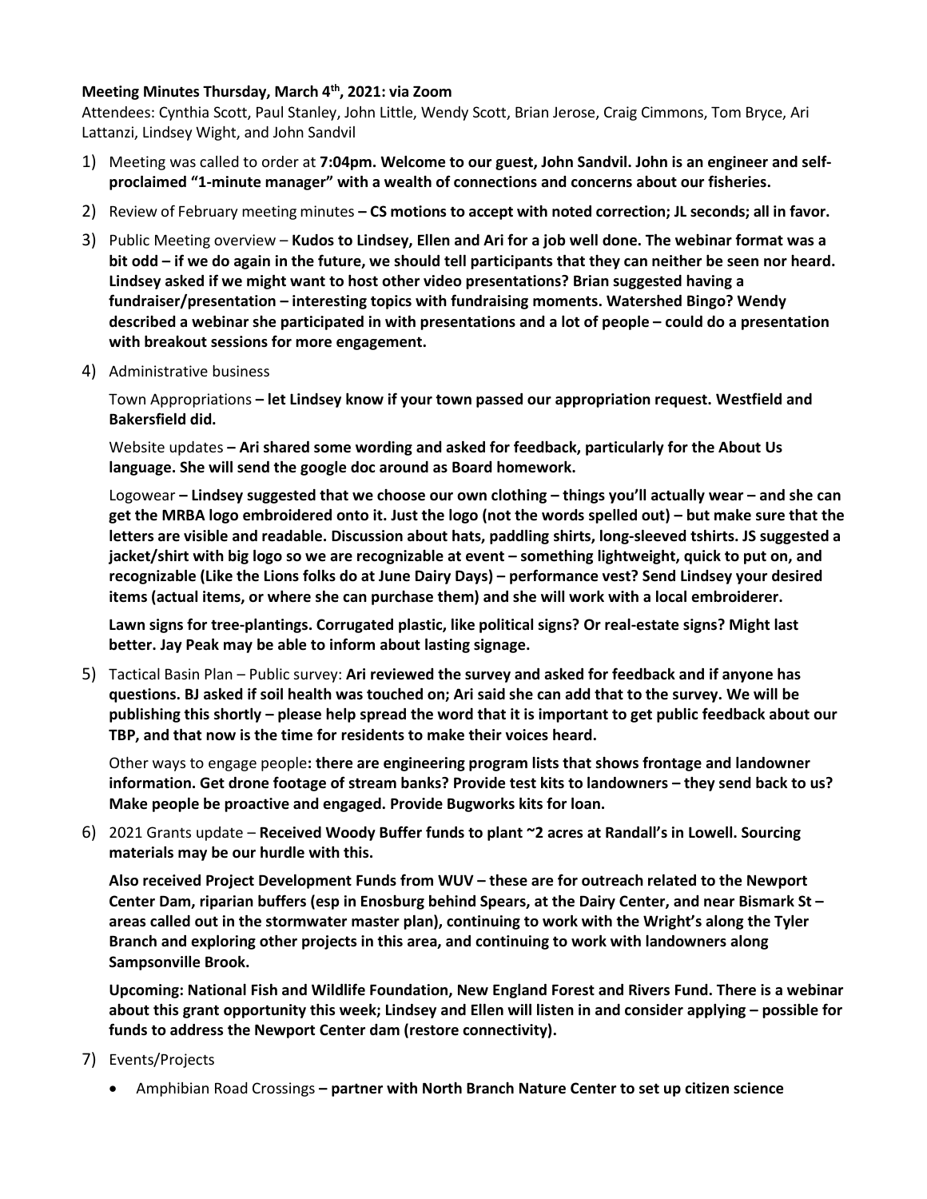**Meeting Minutes Thursday, March 4th, 2021: via Zoom**

Attendees: Cynthia Scott, Paul Stanley, John Little, Wendy Scott, Brian Jerose, Craig Cimmons, Tom Bryce, Ari Lattanzi, Lindsey Wight, and John Sandvil

1) Meeting was called to order at **7:04pm. Welcome to our guest, John Sandvil. John is an engineer and self-proclaimed "1-minute manager" with a wealth of connections and concerns about our fisheries.**
2) Review of February meeting minutes **– CS motions to accept with noted correction; JL seconds; all in favor.**
3) Public Meeting overview – **Kudos to Lindsey, Ellen and Ari for a job well done. The webinar format was a bit odd – if we do again in the future, we should tell participants that they can neither be seen nor heard. Lindsey asked if we might want to host other video presentations? Brian suggested having a fundraiser/presentation – interesting topics with fundraising moments. Watershed Bingo? Wendy described a webinar she participated in with presentations and a lot of people – could do a presentation with breakout sessions for more engagement.**
4) Administrative business

   Town Appropriations **– let Lindsey know if your town passed our appropriation request. Westfield and Bakersfield did.**

   Website updates **– Ari shared some wording and asked for feedback, particularly for the About Us language. She will send the google doc around as Board homework.**

   Logowear **– Lindsey suggested that we choose our own clothing – things you'll actually wear – and she can get the MRBA logo embroidered onto it. Just the logo (not the words spelled out) – but make sure that the letters are visible and readable. Discussion about hats, paddling shirts, long-sleeved tshirts. JS suggested a jacket/shirt with big logo so we are recognizable at event – something lightweight, quick to put on, and recognizable (Like the Lions folks do at June Dairy Days) – performance vest? Send Lindsey your desired items (actual items, or where she can purchase them) and she will work with a local embroiderer.**

   **Lawn signs for tree-plantings. Corrugated plastic, like political signs? Or real-estate signs? Might last better. Jay Peak may be able to inform about lasting signage.**

5) Tactical Basin Plan – Public survey: **Ari reviewed the survey and asked for feedback and if anyone has questions. BJ asked if soil health was touched on; Ari said she can add that to the survey. We will be publishing this shortly – please help spread the word that it is important to get public feedback about our TBP, and that now is the time for residents to make their voices heard.**

   Other ways to engage people**: there are engineering program lists that shows frontage and landowner information. Get drone footage of stream banks? Provide test kits to landowners – they send back to us? Make people be proactive and engaged. Provide Bugworks kits for loan.**

6) 2021 Grants update – **Received Woody Buffer funds to plant ~2 acres at Randall's in Lowell. Sourcing materials may be our hurdle with this.**

   **Also received Project Development Funds from WUV – these are for outreach related to the Newport Center Dam, riparian buffers (esp in Enosburg behind Spears, at the Dairy Center, and near Bismark St – areas called out in the stormwater master plan), continuing to work with the Wright's along the Tyler Branch and exploring other projects in this area, and continuing to work with landowners along Sampsonville Brook.**

   **Upcoming: National Fish and Wildlife Foundation, New England Forest and Rivers Fund. There is a webinar about this grant opportunity this week; Lindsey and Ellen will listen in and consider applying – possible for funds to address the Newport Center dam (restore connectivity).**

7) Events/Projects
   - Amphibian Road Crossings **– partner with North Branch Nature Center to set up citizen science**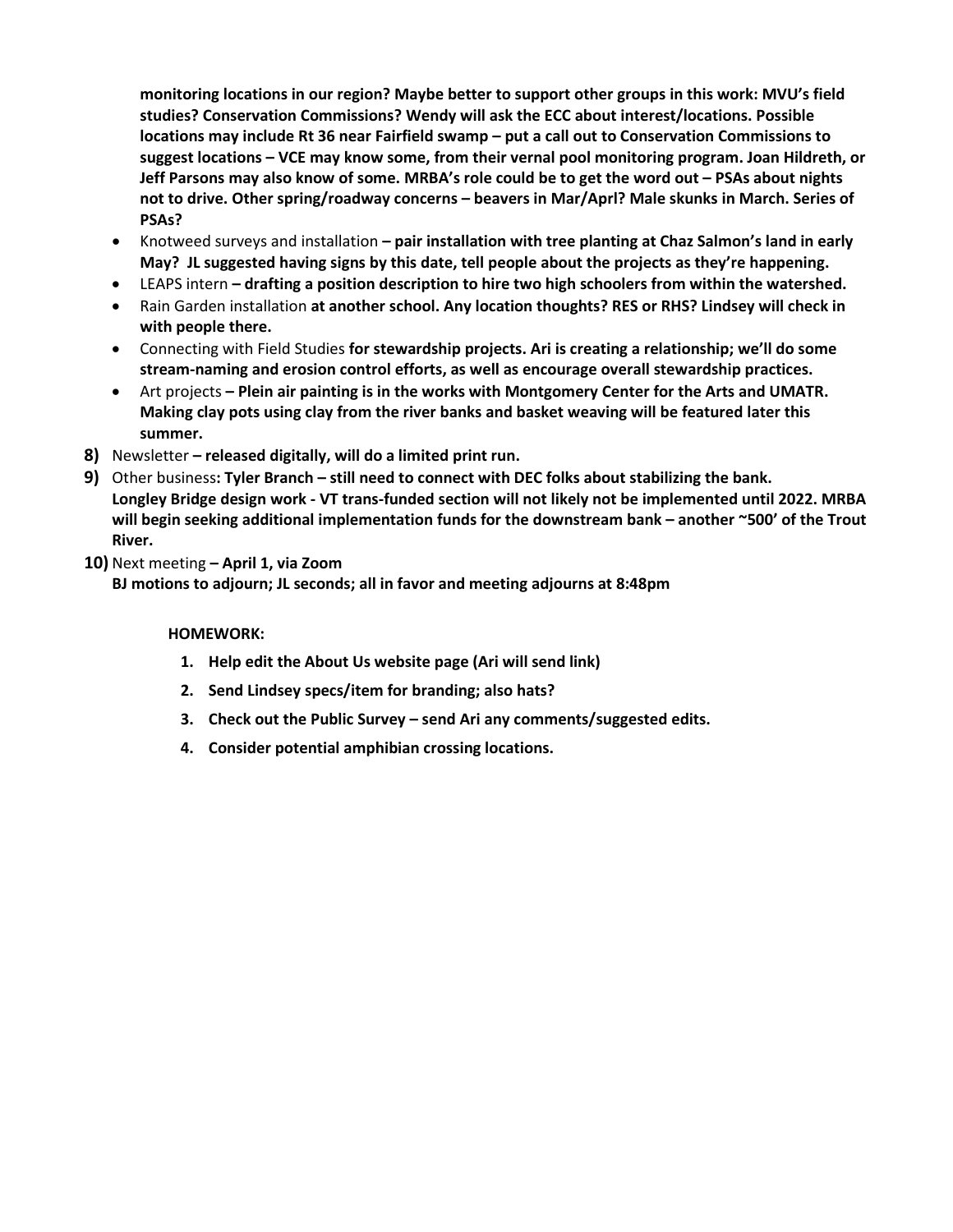**monitoring locations in our region? Maybe better to support other groups in this work: MVU's field studies? Conservation Commissions? Wendy will ask the ECC about interest/locations. Possible locations may include Rt 36 near Fairfield swamp – put a call out to Conservation Commissions to suggest locations – VCE may know some, from their vernal pool monitoring program. Joan Hildreth, or Jeff Parsons may also know of some. MRBA's role could be to get the word out – PSAs about nights not to drive. Other spring/roadway concerns – beavers in Mar/Aprl? Male skunks in March. Series of PSAs?**

- Knotweed surveys and installation **– pair installation with tree planting at Chaz Salmon's land in early May? JL suggested having signs by this date, tell people about the projects as they're happening.**
- LEAPS intern **– drafting a position description to hire two high schoolers from within the watershed.**
- Rain Garden installation **at another school. Any location thoughts? RES or RHS? Lindsey will check in with people there.**
- Connecting with Field Studies **for stewardship projects. Ari is creating a relationship; we'll do some stream-naming and erosion control efforts, as well as encourage overall stewardship practices.**
- Art projects **– Plein air painting is in the works with Montgomery Center for the Arts and UMATR. Making clay pots using clay from the river banks and basket weaving will be featured later this summer.**

8) Newsletter **– released digitally, will do a limited print run.**

9) Other business**: Tyler Branch – still need to connect with DEC folks about stabilizing the bank. Longley Bridge design work - VT trans-funded section will not likely not be implemented until 2022. MRBA will begin seeking additional implementation funds for the downstream bank – another ~500' of the Trout River.**

10) Next meeting **– April 1, via Zoom**
**BJ motions to adjourn; JL seconds; all in favor and meeting adjourns at 8:48pm**

**HOMEWORK:**

1. **Help edit the About Us website page (Ari will send link)**
2. **Send Lindsey specs/item for branding; also hats?**
3. **Check out the Public Survey – send Ari any comments/suggested edits.**
4. **Consider potential amphibian crossing locations.**